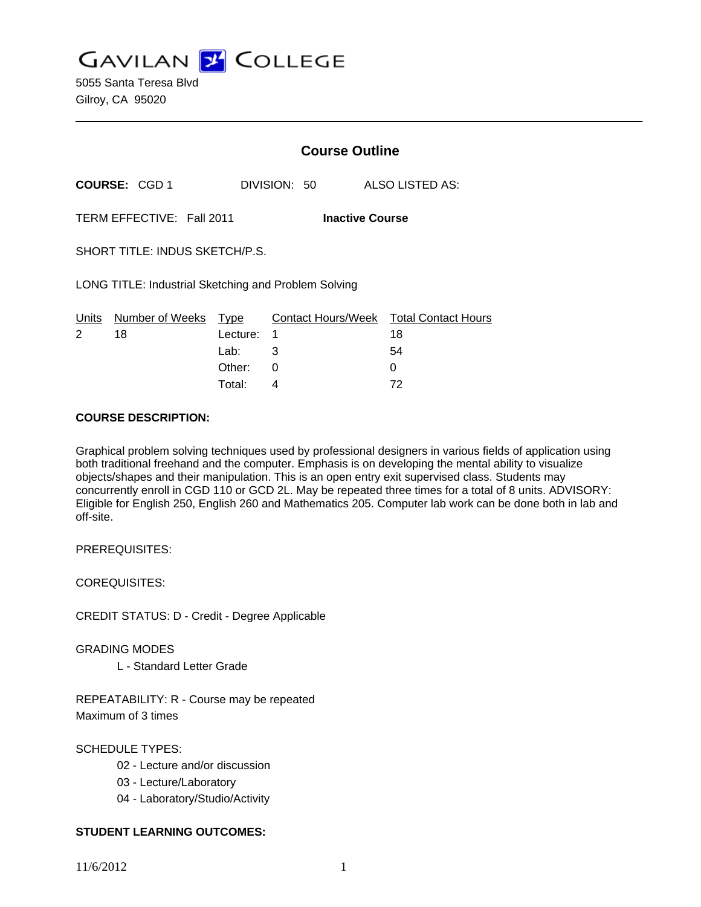# GAVILAN COLLEGE

5055 Santa Teresa Blvd
Gilroy, CA 95020

---

## Course Outline

**COURSE:** CGD 1     DIVISION: 50     ALSO LISTED AS:

TERM EFFECTIVE: Fall 2011     **Inactive Course**

SHORT TITLE: INDUS SKETCH/P.S.

LONG TITLE: Industrial Sketching and Problem Solving

| Units | Number of Weeks | Type | Contact Hours/Week | Total Contact Hours |
|---|---|---|---|---|
| 2 | 18 | Lecture: | 1 | 18 |
| | | Lab: | 3 | 54 |
| | | Other: | 0 | 0 |
| | | Total: | 4 | 72 |

**COURSE DESCRIPTION:**

Graphical problem solving techniques used by professional designers in various fields of application using both traditional freehand and the computer. Emphasis is on developing the mental ability to visualize objects/shapes and their manipulation. This is an open entry exit supervised class. Students may concurrently enroll in CGD 110 or GCD 2L. May be repeated three times for a total of 8 units. ADVISORY: Eligible for English 250, English 260 and Mathematics 205. Computer lab work can be done both in lab and off-site.

PREREQUISITES:

COREQUISITES:

CREDIT STATUS: D - Credit - Degree Applicable

GRADING MODES

L - Standard Letter Grade

REPEATABILITY: R - Course may be repeated
Maximum of 3 times

SCHEDULE TYPES:

02 - Lecture and/or discussion
03 - Lecture/Laboratory
04 - Laboratory/Studio/Activity

**STUDENT LEARNING OUTCOMES:**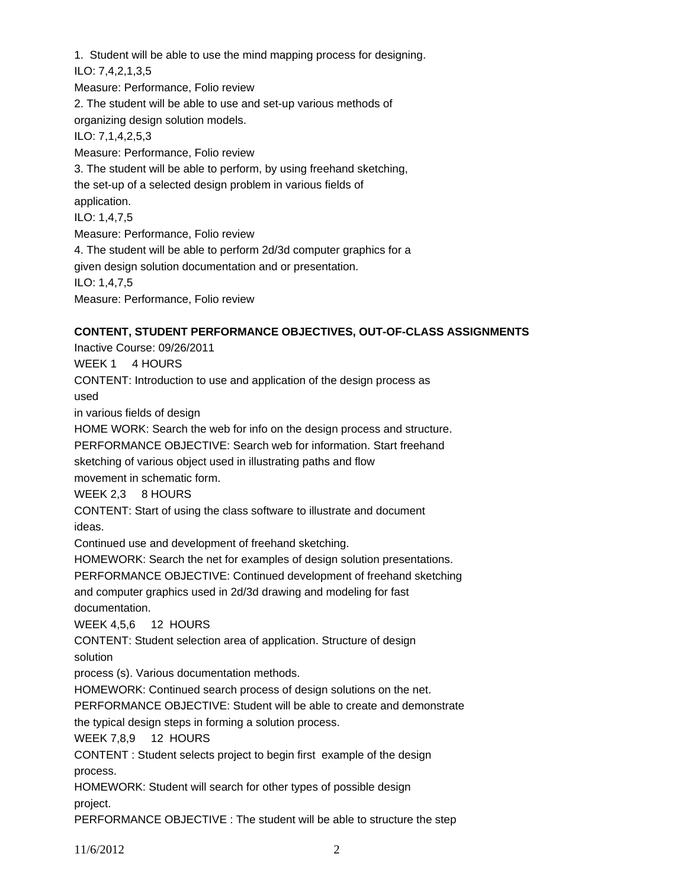1. Student will be able to use the mind mapping process for designing.
ILO: 7,4,2,1,3,5
Measure: Performance, Folio review
2. The student will be able to use and set-up various methods of organizing design solution models.
ILO: 7,1,4,2,5,3
Measure: Performance, Folio review
3. The student will be able to perform, by using freehand sketching, the set-up of a selected design problem in various fields of application.
ILO: 1,4,7,5
Measure: Performance, Folio review
4. The student will be able to perform 2d/3d computer graphics for a given design solution documentation and or presentation.
ILO: 1,4,7,5
Measure: Performance, Folio review

**CONTENT, STUDENT PERFORMANCE OBJECTIVES, OUT-OF-CLASS ASSIGNMENTS**

Inactive Course: 09/26/2011

WEEK 1 4 HOURS
CONTENT: Introduction to use and application of the design process as used
in various fields of design
HOME WORK: Search the web for info on the design process and structure.
PERFORMANCE OBJECTIVE: Search web for information. Start freehand sketching of various object used in illustrating paths and flow movement in schematic form.

WEEK 2,3 8 HOURS
CONTENT: Start of using the class software to illustrate and document ideas.
Continued use and development of freehand sketching.
HOMEWORK: Search the net for examples of design solution presentations.
PERFORMANCE OBJECTIVE: Continued development of freehand sketching and computer graphics used in 2d/3d drawing and modeling for fast documentation.

WEEK 4,5,6 12 HOURS
CONTENT: Student selection area of application. Structure of design solution
process (s). Various documentation methods.
HOMEWORK: Continued search process of design solutions on the net.
PERFORMANCE OBJECTIVE: Student will be able to create and demonstrate the typical design steps in forming a solution process.

WEEK 7,8,9 12 HOURS
CONTENT : Student selects project to begin first example of the design process.
HOMEWORK: Student will search for other types of possible design project.
PERFORMANCE OBJECTIVE : The student will be able to structure the step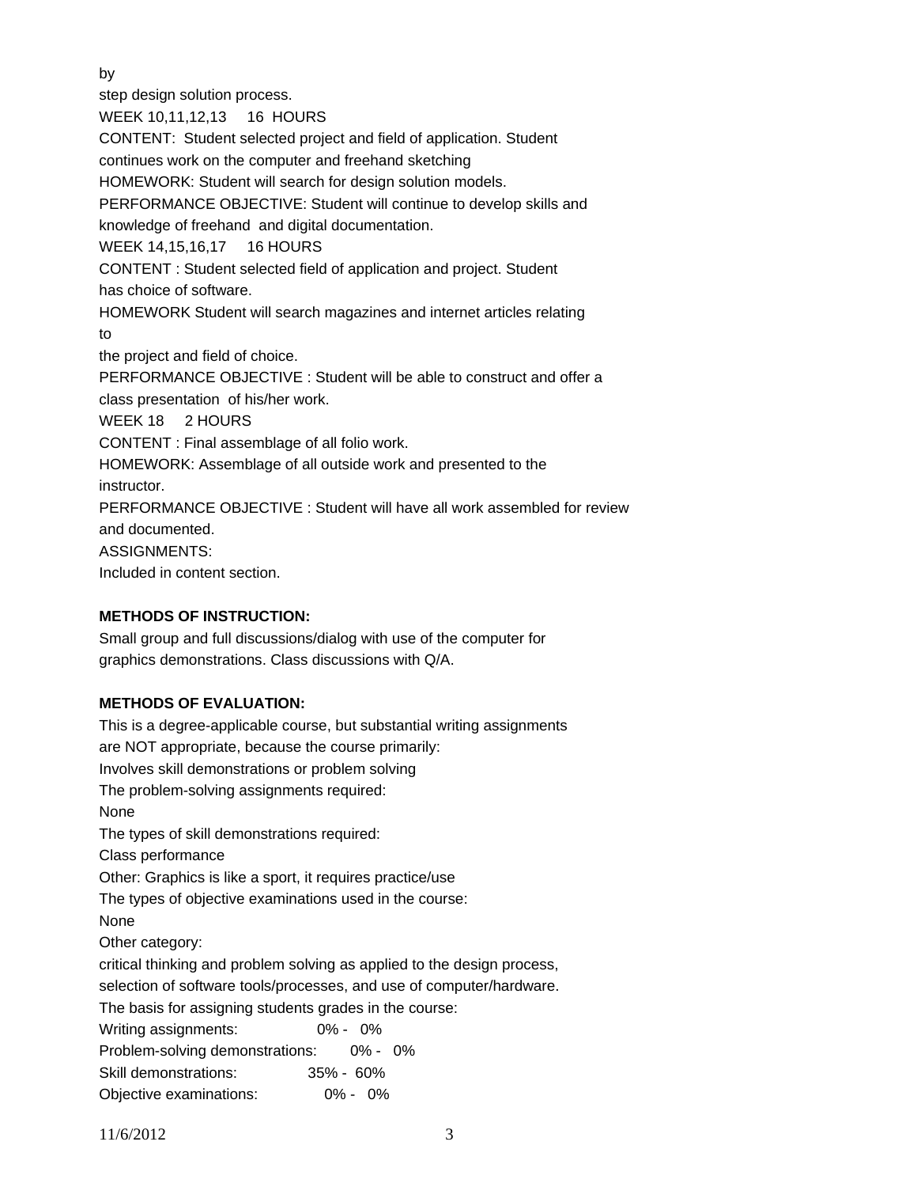by
step design solution process.
WEEK 10,11,12,13     16  HOURS
CONTENT:  Student selected project and field of application. Student
continues work on the computer and freehand sketching
HOMEWORK: Student will search for design solution models.
PERFORMANCE OBJECTIVE: Student will continue to develop skills and
knowledge of freehand  and digital documentation.
WEEK 14,15,16,17     16 HOURS
CONTENT : Student selected field of application and project. Student
has choice of software.
HOMEWORK Student will search magazines and internet articles relating
to
the project and field of choice.
PERFORMANCE OBJECTIVE : Student will be able to construct and offer a
class presentation  of his/her work.
WEEK 18     2 HOURS
CONTENT : Final assemblage of all folio work.
HOMEWORK: Assemblage of all outside work and presented to the
instructor.
PERFORMANCE OBJECTIVE : Student will have all work assembled for review
and documented.
ASSIGNMENTS:
Included in content section.

**METHODS OF INSTRUCTION:**

Small group and full discussions/dialog with use of the computer for
graphics demonstrations. Class discussions with Q/A.

**METHODS OF EVALUATION:**

This is a degree-applicable course, but substantial writing assignments
are NOT appropriate, because the course primarily:
Involves skill demonstrations or problem solving
The problem-solving assignments required:
None
The types of skill demonstrations required:
Class performance
Other: Graphics is like a sport, it requires practice/use
The types of objective examinations used in the course:
None
Other category:
critical thinking and problem solving as applied to the design process,
selection of software tools/processes, and use of computer/hardware.
The basis for assigning students grades in the course:

| | |
|---|---|
| Writing assignments: | 0% -   0% |
| Problem-solving demonstrations: | 0% -   0% |
| Skill demonstrations: | 35% -  60% |
| Objective examinations: | 0% -   0% |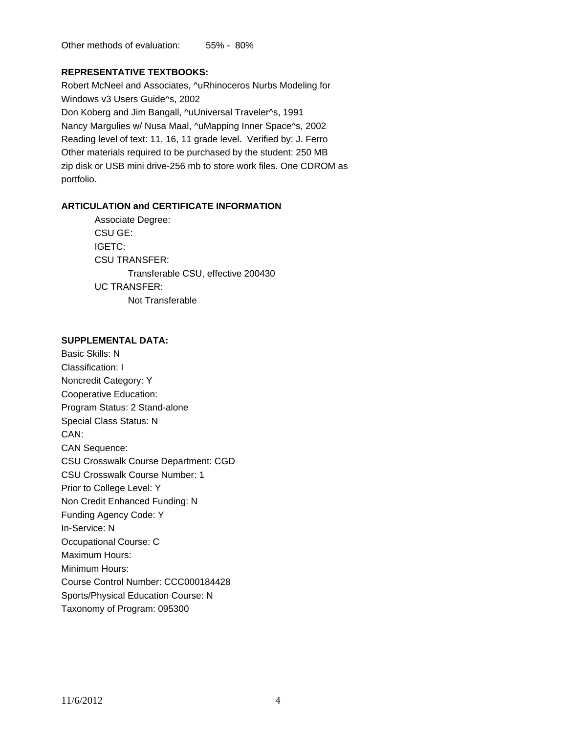Other methods of evaluation: 55% - 80%

**REPRESENTATIVE TEXTBOOKS:**

Robert McNeel and Associates, ^uRhinoceros Nurbs Modeling for Windows v3 Users Guide^s, 2002
Don Koberg and Jim Bangall, ^uUniversal Traveler^s, 1991
Nancy Margulies w/ Nusa Maal, ^uMapping Inner Space^s, 2002
Reading level of text: 11, 16, 11 grade level. Verified by: J. Ferro
Other materials required to be purchased by the student: 250 MB zip disk or USB mini drive-256 mb to store work files. One CDROM as portfolio.

**ARTICULATION and CERTIFICATE INFORMATION**

Associate Degree:
CSU GE:
IGETC:
CSU TRANSFER:
Transferable CSU, effective 200430
UC TRANSFER:
Not Transferable

**SUPPLEMENTAL DATA:**

Basic Skills: N
Classification: I
Noncredit Category: Y
Cooperative Education:
Program Status: 2 Stand-alone
Special Class Status: N
CAN:
CAN Sequence:
CSU Crosswalk Course Department: CGD
CSU Crosswalk Course Number: 1
Prior to College Level: Y
Non Credit Enhanced Funding: N
Funding Agency Code: Y
In-Service: N
Occupational Course: C
Maximum Hours:
Minimum Hours:
Course Control Number: CCC000184428
Sports/Physical Education Course: N
Taxonomy of Program: 095300